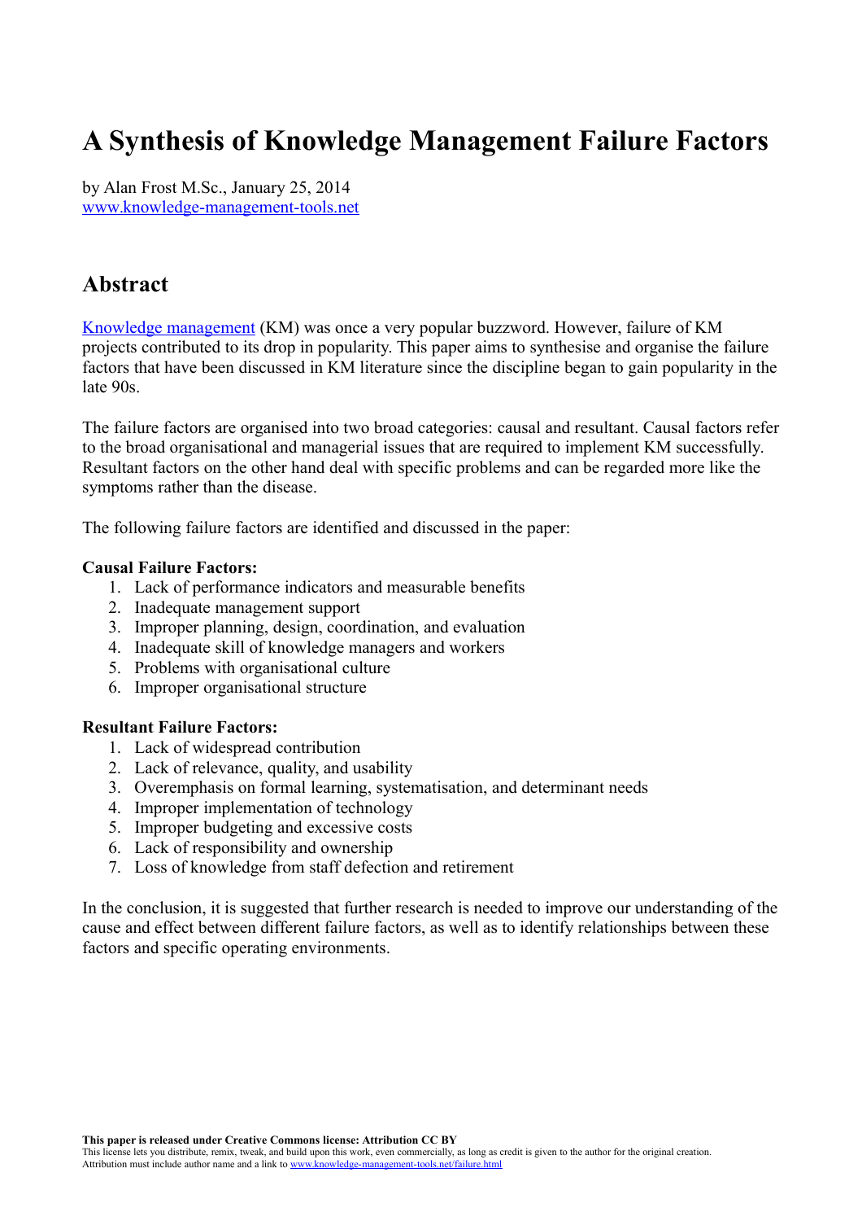# A Synthesis of Knowledge Management Failure Factors

by Alan Frost M.Sc., January 25, 2014
www.knowledge-management-tools.net

## Abstract

Knowledge management (KM) was once a very popular buzzword. However, failure of KM projects contributed to its drop in popularity. This paper aims to synthesise and organise the failure factors that have been discussed in KM literature since the discipline began to gain popularity in the late 90s.

The failure factors are organised into two broad categories: causal and resultant. Causal factors refer to the broad organisational and managerial issues that are required to implement KM successfully. Resultant factors on the other hand deal with specific problems and can be regarded more like the symptoms rather than the disease.

The following failure factors are identified and discussed in the paper:

**Causal Failure Factors:**

1. Lack of performance indicators and measurable benefits
2. Inadequate management support
3. Improper planning, design, coordination, and evaluation
4. Inadequate skill of knowledge managers and workers
5. Problems with organisational culture
6. Improper organisational structure

**Resultant Failure Factors:**

1. Lack of widespread contribution
2. Lack of relevance, quality, and usability
3. Overemphasis on formal learning, systematisation, and determinant needs
4. Improper implementation of technology
5. Improper budgeting and excessive costs
6. Lack of responsibility and ownership
7. Loss of knowledge from staff defection and retirement

In the conclusion, it is suggested that further research is needed to improve our understanding of the cause and effect between different failure factors, as well as to identify relationships between these factors and specific operating environments.

**This paper is released under Creative Commons license: Attribution CC BY**
This license lets you distribute, remix, tweak, and build upon this work, even commercially, as long as credit is given to the author for the original creation. Attribution must include author name and a link to www.knowledge-management-tools.net/failure.html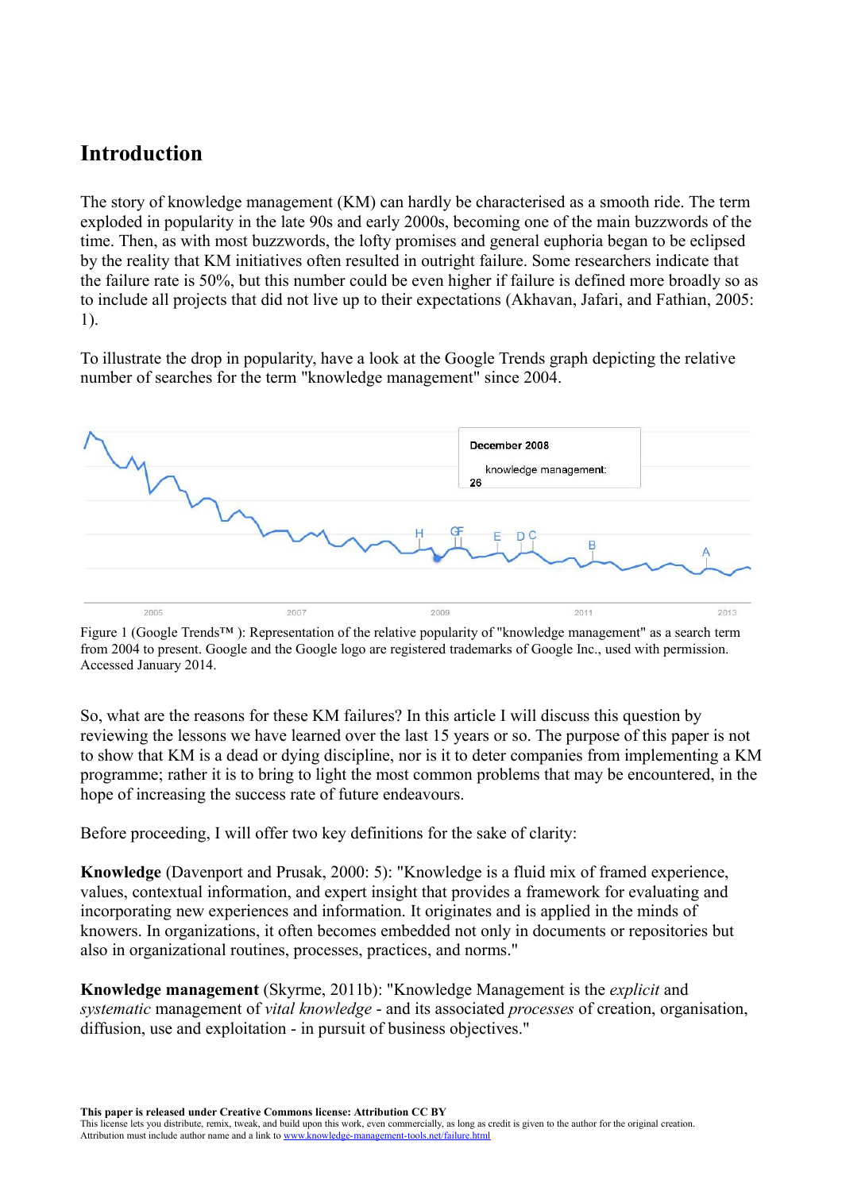## Introduction

The story of knowledge management (KM) can hardly be characterised as a smooth ride. The term exploded in popularity in the late 90s and early 2000s, becoming one of the main buzzwords of the time. Then, as with most buzzwords, the lofty promises and general euphoria began to be eclipsed by the reality that KM initiatives often resulted in outright failure. Some researchers indicate that the failure rate is 50%, but this number could be even higher if failure is defined more broadly so as to include all projects that did not live up to their expectations (Akhavan, Jafari, and Fathian, 2005: 1).

To illustrate the drop in popularity, have a look at the Google Trends graph depicting the relative number of searches for the term "knowledge management" since 2004.

Figure 1 (Google Trends™ ): Representation of the relative popularity of "knowledge management" as a search term from 2004 to present. Google and the Google logo are registered trademarks of Google Inc., used with permission. Accessed January 2014.

So, what are the reasons for these KM failures? In this article I will discuss this question by reviewing the lessons we have learned over the last 15 years or so. The purpose of this paper is not to show that KM is a dead or dying discipline, nor is it to deter companies from implementing a KM programme; rather it is to bring to light the most common problems that may be encountered, in the hope of increasing the success rate of future endeavours.

Before proceeding, I will offer two key definitions for the sake of clarity:

**Knowledge** (Davenport and Prusak, 2000: 5): "Knowledge is a fluid mix of framed experience, values, contextual information, and expert insight that provides a framework for evaluating and incorporating new experiences and information. It originates and is applied in the minds of knowers. In organizations, it often becomes embedded not only in documents or repositories but also in organizational routines, processes, practices, and norms."

**Knowledge management** (Skyrme, 2011b): "Knowledge Management is the *explicit* and *systematic* management of *vital knowledge* - and its associated *processes* of creation, organisation, diffusion, use and exploitation - in pursuit of business objectives."

**This paper is released under Creative Commons license: Attribution CC BY**
This license lets you distribute, remix, tweak, and build upon this work, even commercially, as long as credit is given to the author for the original creation. Attribution must include author name and a link to www.knowledge-management-tools.net/failure.html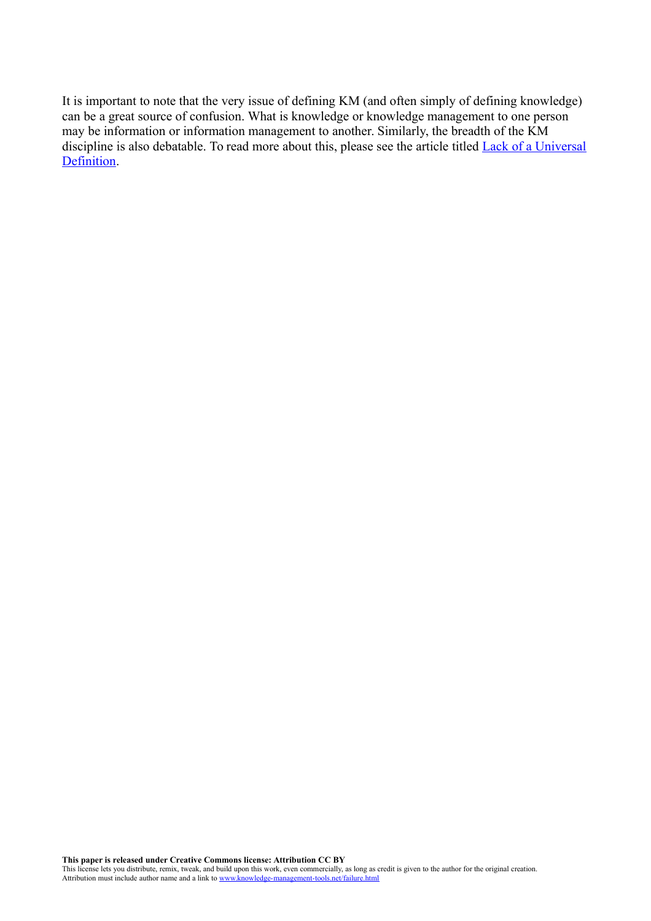It is important to note that the very issue of defining KM (and often simply of defining knowledge) can be a great source of confusion. What is knowledge or knowledge management to one person may be information or information management to another. Similarly, the breadth of the KM discipline is also debatable. To read more about this, please see the article titled Lack of a Universal Definition.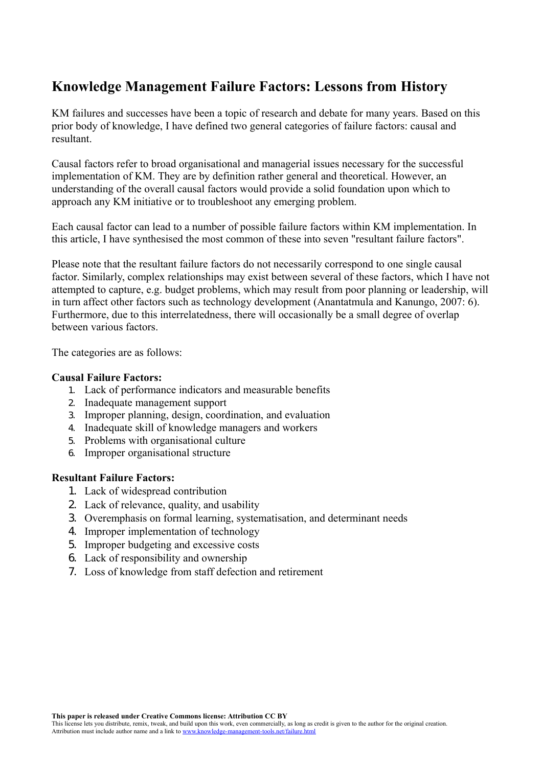# Knowledge Management Failure Factors: Lessons from History

KM failures and successes have been a topic of research and debate for many years. Based on this prior body of knowledge, I have defined two general categories of failure factors: causal and resultant.

Causal factors refer to broad organisational and managerial issues necessary for the successful implementation of KM. They are by definition rather general and theoretical. However, an understanding of the overall causal factors would provide a solid foundation upon which to approach any KM initiative or to troubleshoot any emerging problem.

Each causal factor can lead to a number of possible failure factors within KM implementation. In this article, I have synthesised the most common of these into seven "resultant failure factors".

Please note that the resultant failure factors do not necessarily correspond to one single causal factor. Similarly, complex relationships may exist between several of these factors, which I have not attempted to capture, e.g. budget problems, which may result from poor planning or leadership, will in turn affect other factors such as technology development (Anantatmula and Kanungo, 2007: 6). Furthermore, due to this interrelatedness, there will occasionally be a small degree of overlap between various factors.

The categories are as follows:

**Causal Failure Factors:**

1. Lack of performance indicators and measurable benefits
2. Inadequate management support
3. Improper planning, design, coordination, and evaluation
4. Inadequate skill of knowledge managers and workers
5. Problems with organisational culture
6. Improper organisational structure

**Resultant Failure Factors:**

1. Lack of widespread contribution
2. Lack of relevance, quality, and usability
3. Overemphasis on formal learning, systematisation, and determinant needs
4. Improper implementation of technology
5. Improper budgeting and excessive costs
6. Lack of responsibility and ownership
7. Loss of knowledge from staff defection and retirement

**This paper is released under Creative Commons license: Attribution CC BY**
This license lets you distribute, remix, tweak, and build upon this work, even commercially, as long as credit is given to the author for the original creation. Attribution must include author name and a link to www.knowledge-management-tools.net/failure.html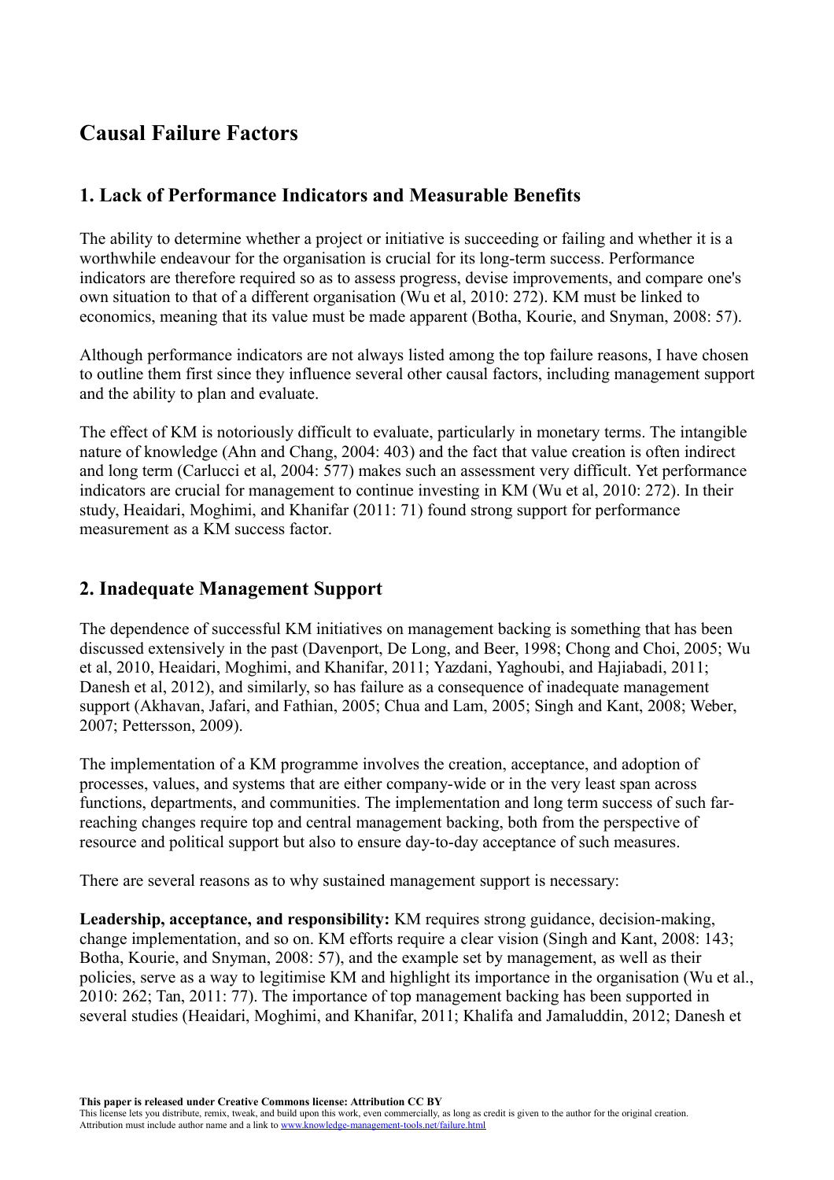## Causal Failure Factors

### 1. Lack of Performance Indicators and Measurable Benefits

The ability to determine whether a project or initiative is succeeding or failing and whether it is a worthwhile endeavour for the organisation is crucial for its long-term success. Performance indicators are therefore required so as to assess progress, devise improvements, and compare one's own situation to that of a different organisation (Wu et al, 2010: 272). KM must be linked to economics, meaning that its value must be made apparent (Botha, Kourie, and Snyman, 2008: 57).

Although performance indicators are not always listed among the top failure reasons, I have chosen to outline them first since they influence several other causal factors, including management support and the ability to plan and evaluate.

The effect of KM is notoriously difficult to evaluate, particularly in monetary terms. The intangible nature of knowledge (Ahn and Chang, 2004: 403) and the fact that value creation is often indirect and long term (Carlucci et al, 2004: 577) makes such an assessment very difficult. Yet performance indicators are crucial for management to continue investing in KM (Wu et al, 2010: 272). In their study, Heaidari, Moghimi, and Khanifar (2011: 71) found strong support for performance measurement as a KM success factor.

### 2. Inadequate Management Support

The dependence of successful KM initiatives on management backing is something that has been discussed extensively in the past (Davenport, De Long, and Beer, 1998; Chong and Choi, 2005; Wu et al, 2010, Heaidari, Moghimi, and Khanifar, 2011; Yazdani, Yaghoubi, and Hajiabadi, 2011; Danesh et al, 2012), and similarly, so has failure as a consequence of inadequate management support (Akhavan, Jafari, and Fathian, 2005; Chua and Lam, 2005; Singh and Kant, 2008; Weber, 2007; Pettersson, 2009).

The implementation of a KM programme involves the creation, acceptance, and adoption of processes, values, and systems that are either company-wide or in the very least span across functions, departments, and communities. The implementation and long term success of such far-reaching changes require top and central management backing, both from the perspective of resource and political support but also to ensure day-to-day acceptance of such measures.

There are several reasons as to why sustained management support is necessary:

**Leadership, acceptance, and responsibility:** KM requires strong guidance, decision-making, change implementation, and so on. KM efforts require a clear vision (Singh and Kant, 2008: 143; Botha, Kourie, and Snyman, 2008: 57), and the example set by management, as well as their policies, serve as a way to legitimise KM and highlight its importance in the organisation (Wu et al., 2010: 262; Tan, 2011: 77). The importance of top management backing has been supported in several studies (Heaidari, Moghimi, and Khanifar, 2011; Khalifa and Jamaluddin, 2012; Danesh et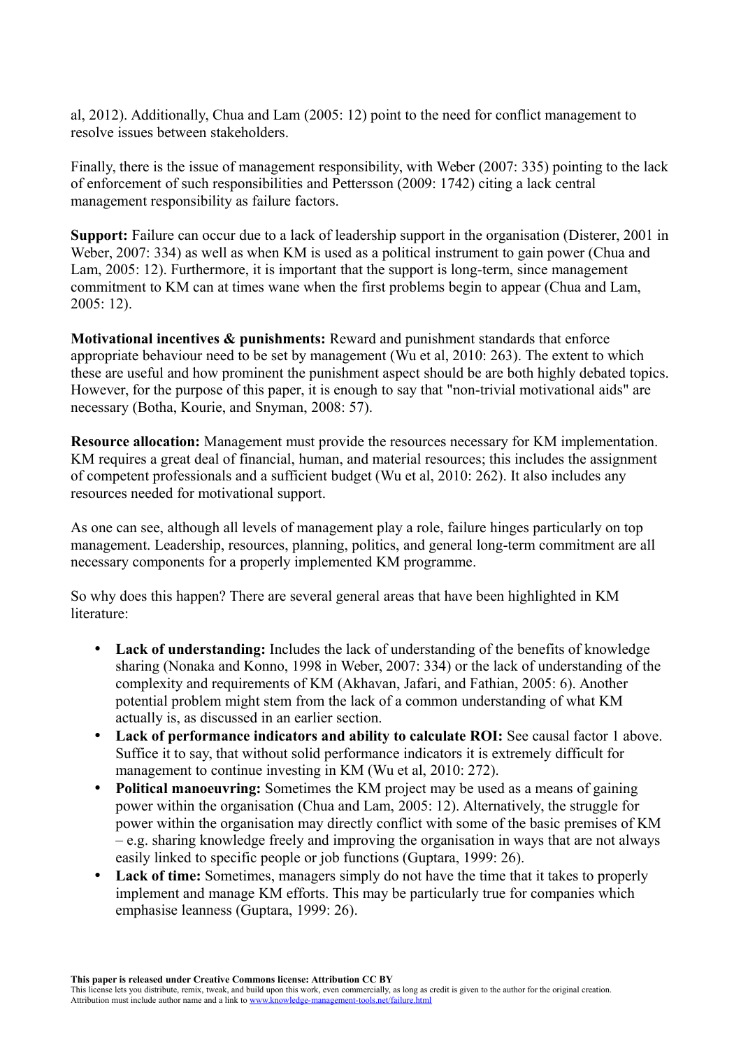al, 2012). Additionally, Chua and Lam (2005: 12) point to the need for conflict management to resolve issues between stakeholders.

Finally, there is the issue of management responsibility, with Weber (2007: 335) pointing to the lack of enforcement of such responsibilities and Pettersson (2009: 1742) citing a lack central management responsibility as failure factors.

**Support:** Failure can occur due to a lack of leadership support in the organisation (Disterer, 2001 in Weber, 2007: 334) as well as when KM is used as a political instrument to gain power (Chua and Lam, 2005: 12). Furthermore, it is important that the support is long-term, since management commitment to KM can at times wane when the first problems begin to appear (Chua and Lam, 2005: 12).

**Motivational incentives & punishments:** Reward and punishment standards that enforce appropriate behaviour need to be set by management (Wu et al, 2010: 263). The extent to which these are useful and how prominent the punishment aspect should be are both highly debated topics. However, for the purpose of this paper, it is enough to say that "non-trivial motivational aids" are necessary (Botha, Kourie, and Snyman, 2008: 57).

**Resource allocation:** Management must provide the resources necessary for KM implementation. KM requires a great deal of financial, human, and material resources; this includes the assignment of competent professionals and a sufficient budget (Wu et al, 2010: 262). It also includes any resources needed for motivational support.

As one can see, although all levels of management play a role, failure hinges particularly on top management. Leadership, resources, planning, politics, and general long-term commitment are all necessary components for a properly implemented KM programme.

So why does this happen? There are several general areas that have been highlighted in KM literature:

- **Lack of understanding:** Includes the lack of understanding of the benefits of knowledge sharing (Nonaka and Konno, 1998 in Weber, 2007: 334) or the lack of understanding of the complexity and requirements of KM (Akhavan, Jafari, and Fathian, 2005: 6). Another potential problem might stem from the lack of a common understanding of what KM actually is, as discussed in an earlier section.
- **Lack of performance indicators and ability to calculate ROI:** See causal factor 1 above. Suffice it to say, that without solid performance indicators it is extremely difficult for management to continue investing in KM (Wu et al, 2010: 272).
- **Political manoeuvring:** Sometimes the KM project may be used as a means of gaining power within the organisation (Chua and Lam, 2005: 12). Alternatively, the struggle for power within the organisation may directly conflict with some of the basic premises of KM – e.g. sharing knowledge freely and improving the organisation in ways that are not always easily linked to specific people or job functions (Guptara, 1999: 26).
- **Lack of time:** Sometimes, managers simply do not have the time that it takes to properly implement and manage KM efforts. This may be particularly true for companies which emphasise leanness (Guptara, 1999: 26).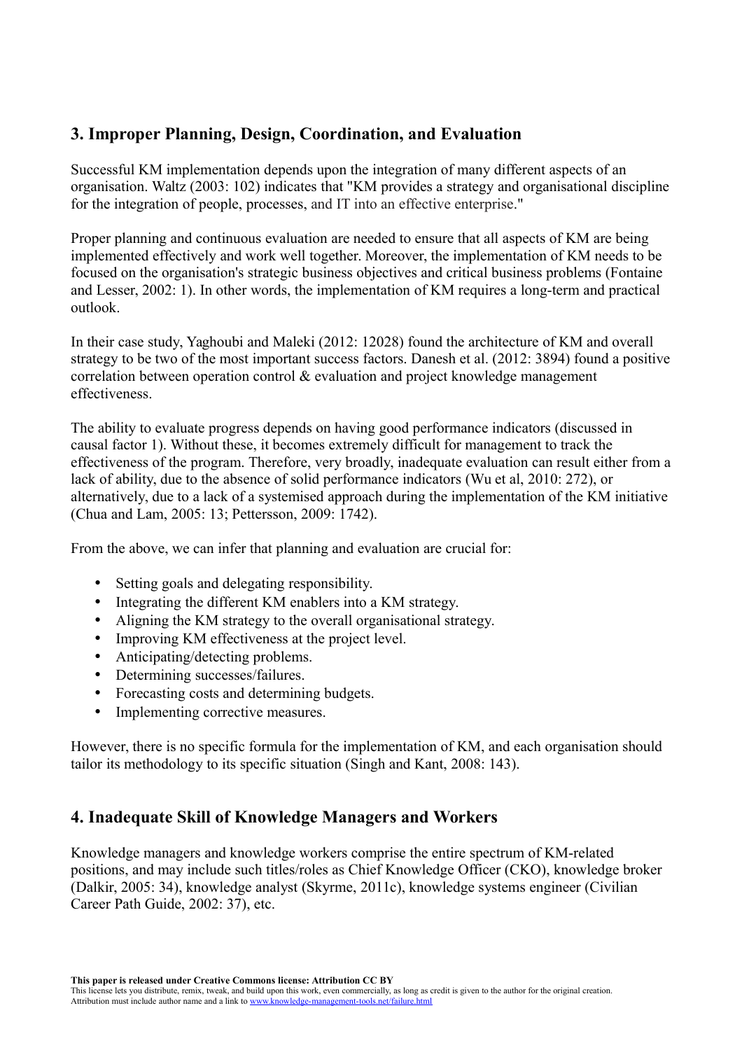## 3. Improper Planning, Design, Coordination, and Evaluation

Successful KM implementation depends upon the integration of many different aspects of an organisation. Waltz (2003: 102) indicates that "KM provides a strategy and organisational discipline for the integration of people, processes, and IT into an effective enterprise."

Proper planning and continuous evaluation are needed to ensure that all aspects of KM are being implemented effectively and work well together. Moreover, the implementation of KM needs to be focused on the organisation's strategic business objectives and critical business problems (Fontaine and Lesser, 2002: 1). In other words, the implementation of KM requires a long-term and practical outlook.

In their case study, Yaghoubi and Maleki (2012: 12028) found the architecture of KM and overall strategy to be two of the most important success factors. Danesh et al. (2012: 3894) found a positive correlation between operation control & evaluation and project knowledge management effectiveness.

The ability to evaluate progress depends on having good performance indicators (discussed in causal factor 1). Without these, it becomes extremely difficult for management to track the effectiveness of the program. Therefore, very broadly, inadequate evaluation can result either from a lack of ability, due to the absence of solid performance indicators (Wu et al, 2010: 272), or alternatively, due to a lack of a systemised approach during the implementation of the KM initiative (Chua and Lam, 2005: 13; Pettersson, 2009: 1742).

From the above, we can infer that planning and evaluation are crucial for:

- Setting goals and delegating responsibility.
- Integrating the different KM enablers into a KM strategy.
- Aligning the KM strategy to the overall organisational strategy.
- Improving KM effectiveness at the project level.
- Anticipating/detecting problems.
- Determining successes/failures.
- Forecasting costs and determining budgets.
- Implementing corrective measures.

However, there is no specific formula for the implementation of KM, and each organisation should tailor its methodology to its specific situation (Singh and Kant, 2008: 143).

## 4. Inadequate Skill of Knowledge Managers and Workers

Knowledge managers and knowledge workers comprise the entire spectrum of KM-related positions, and may include such titles/roles as Chief Knowledge Officer (CKO), knowledge broker (Dalkir, 2005: 34), knowledge analyst (Skyrme, 2011c), knowledge systems engineer (Civilian Career Path Guide, 2002: 37), etc.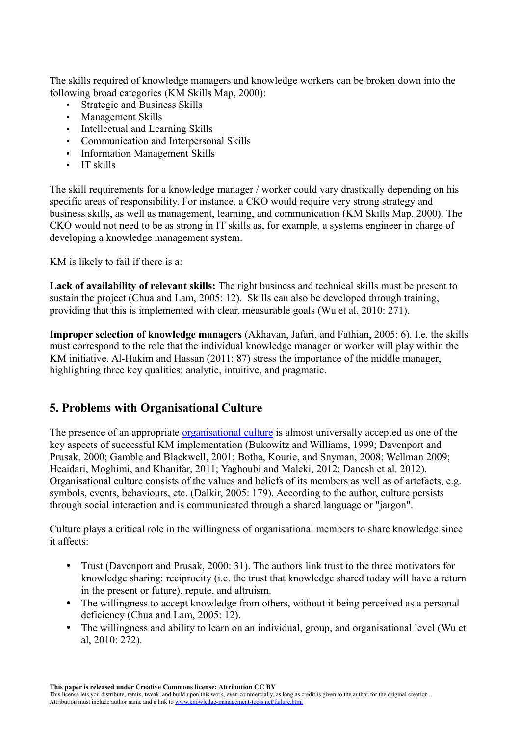The skills required of knowledge managers and knowledge workers can be broken down into the following broad categories (KM Skills Map, 2000):

- Strategic and Business Skills
- Management Skills
- Intellectual and Learning Skills
- Communication and Interpersonal Skills
- Information Management Skills
- IT skills

The skill requirements for a knowledge manager / worker could vary drastically depending on his specific areas of responsibility. For instance, a CKO would require very strong strategy and business skills, as well as management, learning, and communication (KM Skills Map, 2000). The CKO would not need to be as strong in IT skills as, for example, a systems engineer in charge of developing a knowledge management system.

KM is likely to fail if there is a:

**Lack of availability of relevant skills:** The right business and technical skills must be present to sustain the project (Chua and Lam, 2005: 12). Skills can also be developed through training, providing that this is implemented with clear, measurable goals (Wu et al, 2010: 271).

**Improper selection of knowledge managers** (Akhavan, Jafari, and Fathian, 2005: 6). I.e. the skills must correspond to the role that the individual knowledge manager or worker will play within the KM initiative. Al-Hakim and Hassan (2011: 87) stress the importance of the middle manager, highlighting three key qualities: analytic, intuitive, and pragmatic.

## 5. Problems with Organisational Culture

The presence of an appropriate organisational culture is almost universally accepted as one of the key aspects of successful KM implementation (Bukowitz and Williams, 1999; Davenport and Prusak, 2000; Gamble and Blackwell, 2001; Botha, Kourie, and Snyman, 2008; Wellman 2009; Heaidari, Moghimi, and Khanifar, 2011; Yaghoubi and Maleki, 2012; Danesh et al. 2012). Organisational culture consists of the values and beliefs of its members as well as of artefacts, e.g. symbols, events, behaviours, etc. (Dalkir, 2005: 179). According to the author, culture persists through social interaction and is communicated through a shared language or "jargon".

Culture plays a critical role in the willingness of organisational members to share knowledge since it affects:

- Trust (Davenport and Prusak, 2000: 31). The authors link trust to the three motivators for knowledge sharing: reciprocity (i.e. the trust that knowledge shared today will have a return in the present or future), repute, and altruism.
- The willingness to accept knowledge from others, without it being perceived as a personal deficiency (Chua and Lam, 2005: 12).
- The willingness and ability to learn on an individual, group, and organisational level (Wu et al, 2010: 272).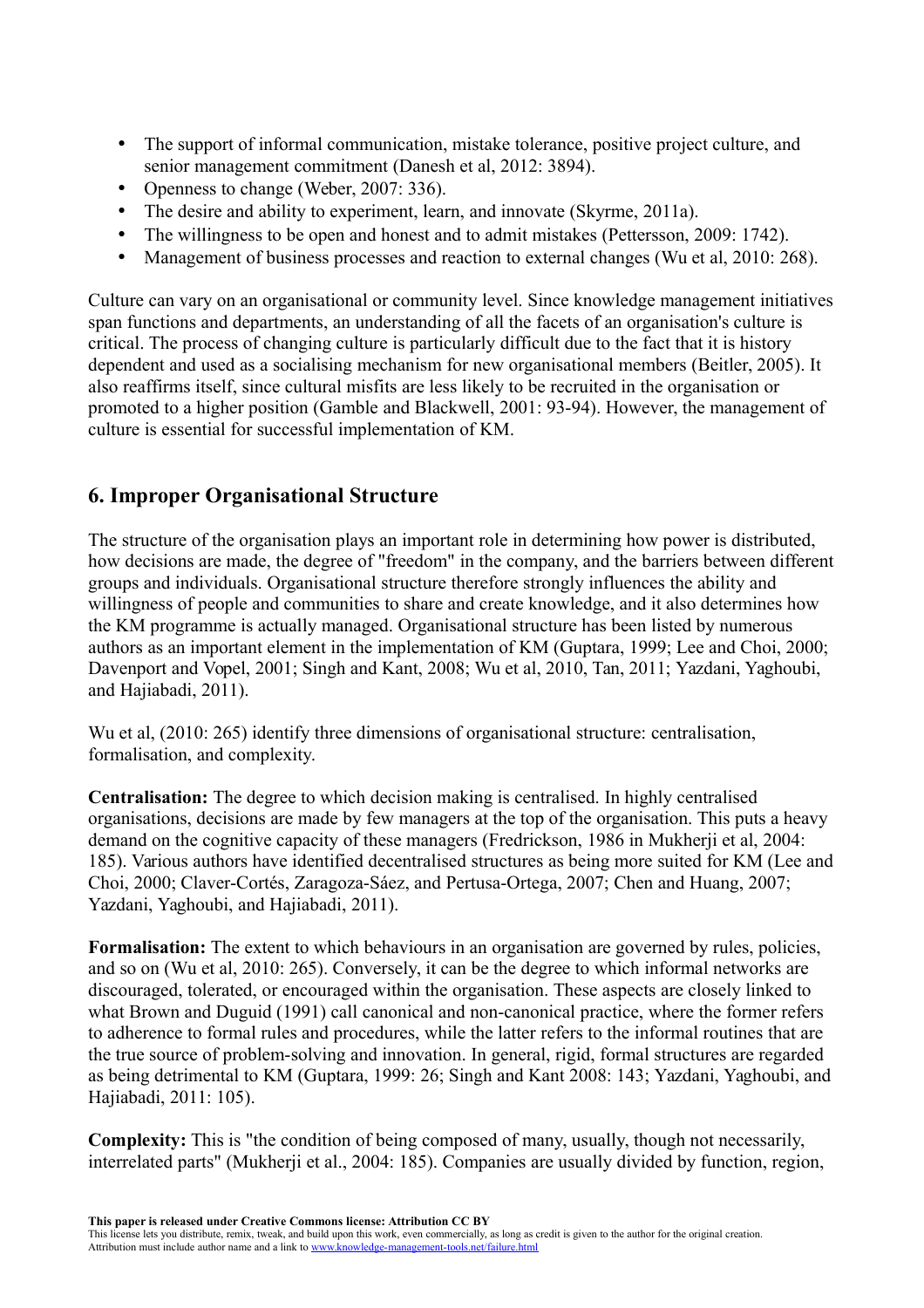- The support of informal communication, mistake tolerance, positive project culture, and senior management commitment (Danesh et al, 2012: 3894).
- Openness to change (Weber, 2007: 336).
- The desire and ability to experiment, learn, and innovate (Skyrme, 2011a).
- The willingness to be open and honest and to admit mistakes (Pettersson, 2009: 1742).
- Management of business processes and reaction to external changes (Wu et al, 2010: 268).

Culture can vary on an organisational or community level. Since knowledge management initiatives span functions and departments, an understanding of all the facets of an organisation's culture is critical. The process of changing culture is particularly difficult due to the fact that it is history dependent and used as a socialising mechanism for new organisational members (Beitler, 2005). It also reaffirms itself, since cultural misfits are less likely to be recruited in the organisation or promoted to a higher position (Gamble and Blackwell, 2001: 93-94). However, the management of culture is essential for successful implementation of KM.

## 6. Improper Organisational Structure

The structure of the organisation plays an important role in determining how power is distributed, how decisions are made, the degree of "freedom" in the company, and the barriers between different groups and individuals. Organisational structure therefore strongly influences the ability and willingness of people and communities to share and create knowledge, and it also determines how the KM programme is actually managed. Organisational structure has been listed by numerous authors as an important element in the implementation of KM (Guptara, 1999; Lee and Choi, 2000; Davenport and Vopel, 2001; Singh and Kant, 2008; Wu et al, 2010, Tan, 2011; Yazdani, Yaghoubi, and Hajiabadi, 2011).

Wu et al, (2010: 265) identify three dimensions of organisational structure: centralisation, formalisation, and complexity.

**Centralisation:** The degree to which decision making is centralised. In highly centralised organisations, decisions are made by few managers at the top of the organisation. This puts a heavy demand on the cognitive capacity of these managers (Fredrickson, 1986 in Mukherji et al, 2004: 185). Various authors have identified decentralised structures as being more suited for KM (Lee and Choi, 2000; Claver-Cortés, Zaragoza-Sáez, and Pertusa-Ortega, 2007; Chen and Huang, 2007; Yazdani, Yaghoubi, and Hajiabadi, 2011).

**Formalisation:** The extent to which behaviours in an organisation are governed by rules, policies, and so on (Wu et al, 2010: 265). Conversely, it can be the degree to which informal networks are discouraged, tolerated, or encouraged within the organisation. These aspects are closely linked to what Brown and Duguid (1991) call canonical and non-canonical practice, where the former refers to adherence to formal rules and procedures, while the latter refers to the informal routines that are the true source of problem-solving and innovation. In general, rigid, formal structures are regarded as being detrimental to KM (Guptara, 1999: 26; Singh and Kant 2008: 143; Yazdani, Yaghoubi, and Hajiabadi, 2011: 105).

**Complexity:** This is "the condition of being composed of many, usually, though not necessarily, interrelated parts" (Mukherji et al., 2004: 185). Companies are usually divided by function, region,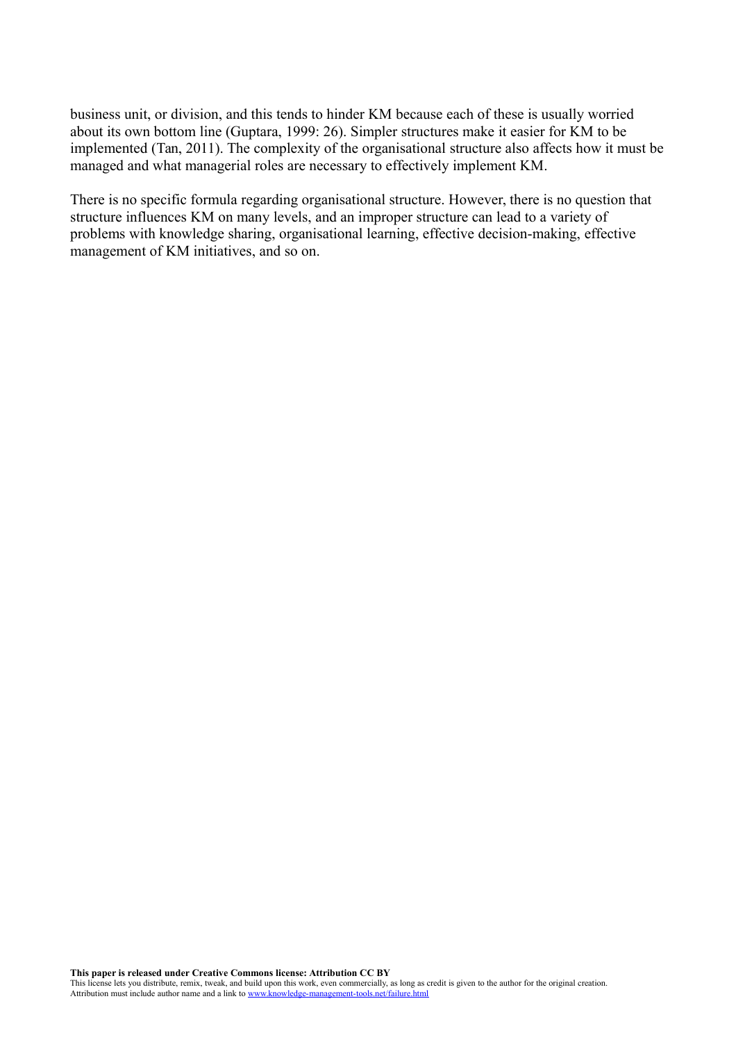business unit, or division, and this tends to hinder KM because each of these is usually worried about its own bottom line (Guptara, 1999: 26). Simpler structures make it easier for KM to be implemented (Tan, 2011). The complexity of the organisational structure also affects how it must be managed and what managerial roles are necessary to effectively implement KM.

There is no specific formula regarding organisational structure. However, there is no question that structure influences KM on many levels, and an improper structure can lead to a variety of problems with knowledge sharing, organisational learning, effective decision-making, effective management of KM initiatives, and so on.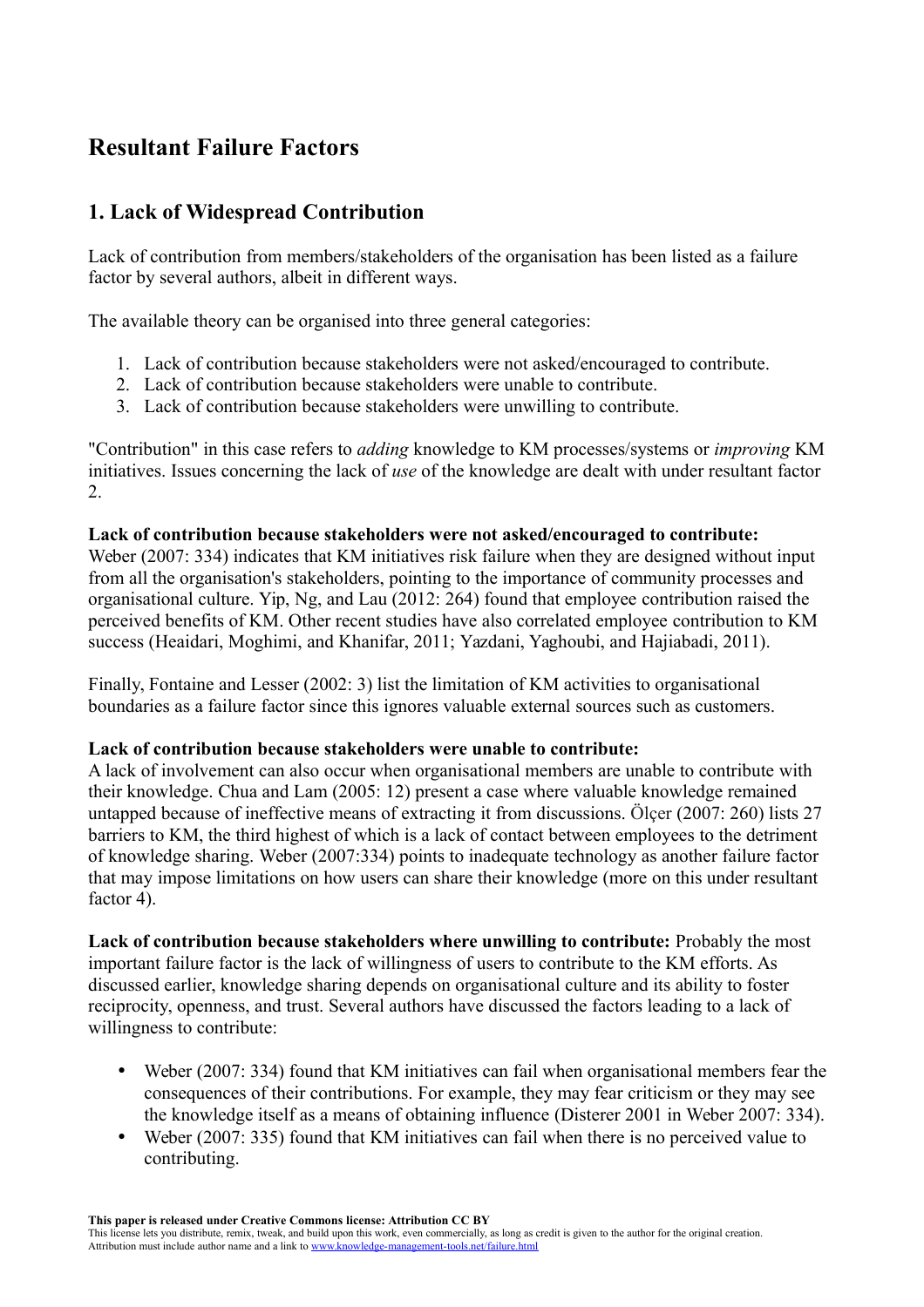## Resultant Failure Factors

### 1. Lack of Widespread Contribution

Lack of contribution from members/stakeholders of the organisation has been listed as a failure factor by several authors, albeit in different ways.

The available theory can be organised into three general categories:

1. Lack of contribution because stakeholders were not asked/encouraged to contribute.
2. Lack of contribution because stakeholders were unable to contribute.
3. Lack of contribution because stakeholders were unwilling to contribute.

"Contribution" in this case refers to *adding* knowledge to KM processes/systems or *improving* KM initiatives. Issues concerning the lack of *use* of the knowledge are dealt with under resultant factor 2.

**Lack of contribution because stakeholders were not asked/encouraged to contribute:**
Weber (2007: 334) indicates that KM initiatives risk failure when they are designed without input from all the organisation's stakeholders, pointing to the importance of community processes and organisational culture. Yip, Ng, and Lau (2012: 264) found that employee contribution raised the perceived benefits of KM. Other recent studies have also correlated employee contribution to KM success (Heaidari, Moghimi, and Khanifar, 2011; Yazdani, Yaghoubi, and Hajiabadi, 2011).

Finally, Fontaine and Lesser (2002: 3) list the limitation of KM activities to organisational boundaries as a failure factor since this ignores valuable external sources such as customers.

**Lack of contribution because stakeholders were unable to contribute:**
A lack of involvement can also occur when organisational members are unable to contribute with their knowledge. Chua and Lam (2005: 12) present a case where valuable knowledge remained untapped because of ineffective means of extracting it from discussions. Ölçer (2007: 260) lists 27 barriers to KM, the third highest of which is a lack of contact between employees to the detriment of knowledge sharing. Weber (2007:334) points to inadequate technology as another failure factor that may impose limitations on how users can share their knowledge (more on this under resultant factor 4).

**Lack of contribution because stakeholders where unwilling to contribute:** Probably the most important failure factor is the lack of willingness of users to contribute to the KM efforts. As discussed earlier, knowledge sharing depends on organisational culture and its ability to foster reciprocity, openness, and trust. Several authors have discussed the factors leading to a lack of willingness to contribute:

- Weber (2007: 334) found that KM initiatives can fail when organisational members fear the consequences of their contributions. For example, they may fear criticism or they may see the knowledge itself as a means of obtaining influence (Disterer 2001 in Weber 2007: 334).
- Weber (2007: 335) found that KM initiatives can fail when there is no perceived value to contributing.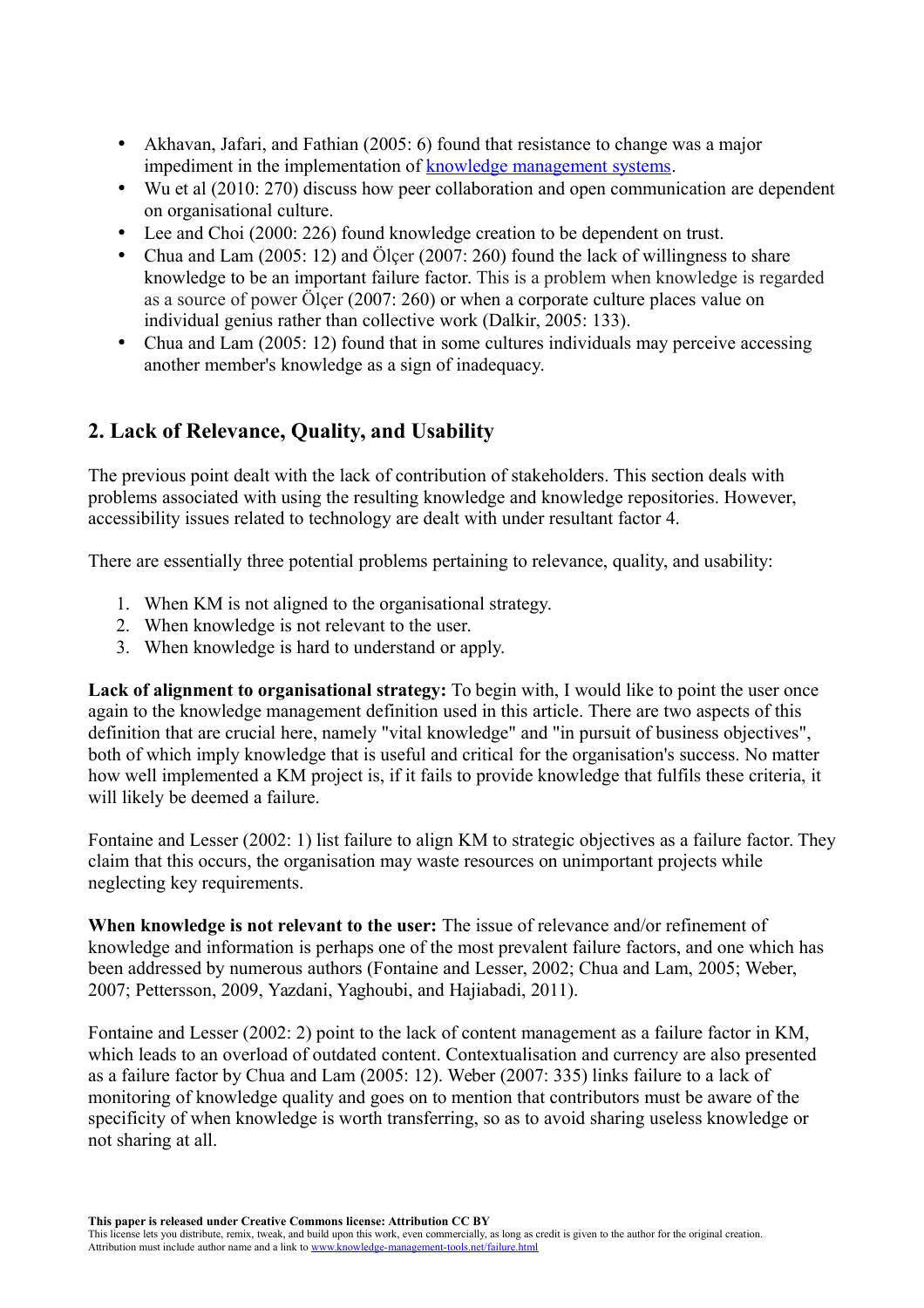- Akhavan, Jafari, and Fathian (2005: 6) found that resistance to change was a major impediment in the implementation of [knowledge management systems](#).
- Wu et al (2010: 270) discuss how peer collaboration and open communication are dependent on organisational culture.
- Lee and Choi (2000: 226) found knowledge creation to be dependent on trust.
- Chua and Lam (2005: 12) and Ölçer (2007: 260) found the lack of willingness to share knowledge to be an important failure factor. This is a problem when knowledge is regarded as a source of power Ölçer (2007: 260) or when a corporate culture places value on individual genius rather than collective work (Dalkir, 2005: 133).
- Chua and Lam (2005: 12) found that in some cultures individuals may perceive accessing another member's knowledge as a sign of inadequacy.

## 2. Lack of Relevance, Quality, and Usability

The previous point dealt with the lack of contribution of stakeholders. This section deals with problems associated with using the resulting knowledge and knowledge repositories. However, accessibility issues related to technology are dealt with under resultant factor 4.

There are essentially three potential problems pertaining to relevance, quality, and usability:

1. When KM is not aligned to the organisational strategy.
2. When knowledge is not relevant to the user.
3. When knowledge is hard to understand or apply.

**Lack of alignment to organisational strategy:** To begin with, I would like to point the user once again to the knowledge management definition used in this article. There are two aspects of this definition that are crucial here, namely "vital knowledge" and "in pursuit of business objectives", both of which imply knowledge that is useful and critical for the organisation's success. No matter how well implemented a KM project is, if it fails to provide knowledge that fulfils these criteria, it will likely be deemed a failure.

Fontaine and Lesser (2002: 1) list failure to align KM to strategic objectives as a failure factor. They claim that this occurs, the organisation may waste resources on unimportant projects while neglecting key requirements.

**When knowledge is not relevant to the user:** The issue of relevance and/or refinement of knowledge and information is perhaps one of the most prevalent failure factors, and one which has been addressed by numerous authors (Fontaine and Lesser, 2002; Chua and Lam, 2005; Weber, 2007; Pettersson, 2009, Yazdani, Yaghoubi, and Hajiabadi, 2011).

Fontaine and Lesser (2002: 2) point to the lack of content management as a failure factor in KM, which leads to an overload of outdated content. Contextualisation and currency are also presented as a failure factor by Chua and Lam (2005: 12). Weber (2007: 335) links failure to a lack of monitoring of knowledge quality and goes on to mention that contributors must be aware of the specificity of when knowledge is worth transferring, so as to avoid sharing useless knowledge or not sharing at all.

**This paper is released under Creative Commons license: Attribution CC BY**
This license lets you distribute, remix, tweak, and build upon this work, even commercially, as long as credit is given to the author for the original creation. Attribution must include author name and a link to [www.knowledge-management-tools.net/failure.html](http://www.knowledge-management-tools.net/failure.html)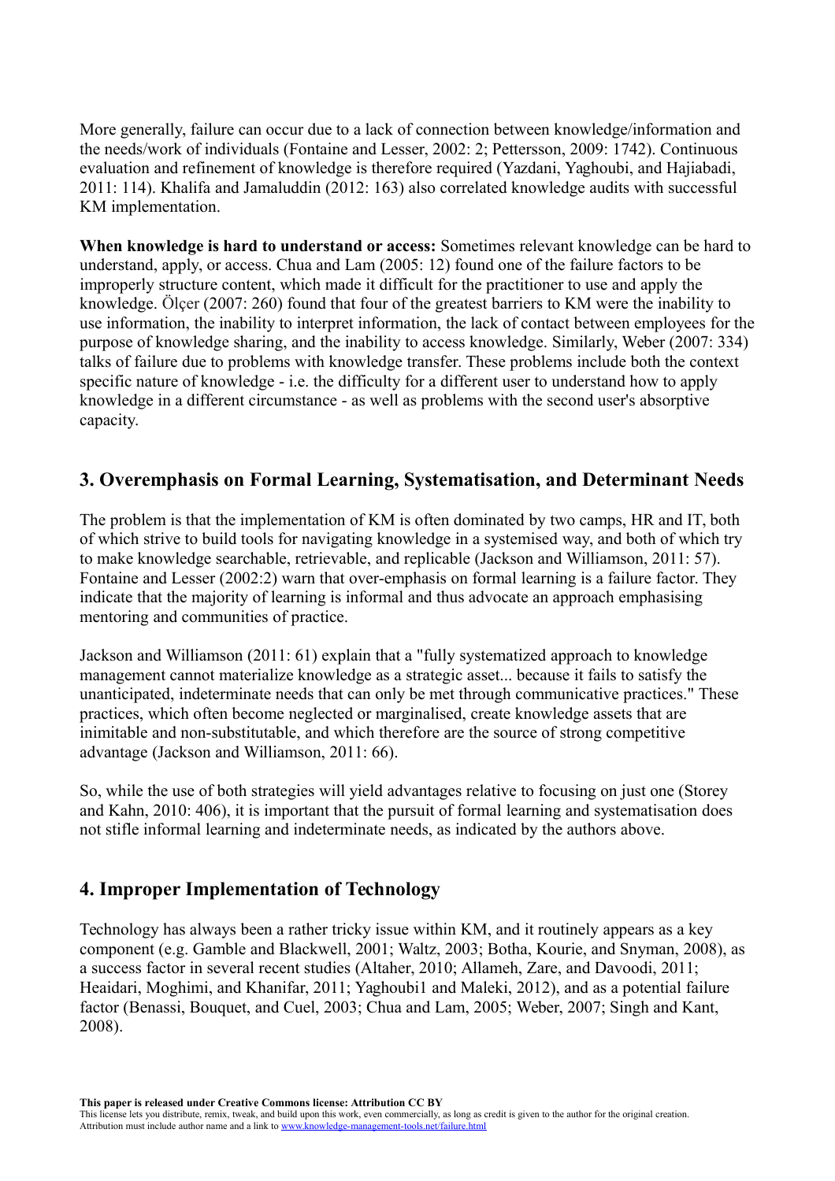More generally, failure can occur due to a lack of connection between knowledge/information and the needs/work of individuals (Fontaine and Lesser, 2002: 2; Pettersson, 2009: 1742). Continuous evaluation and refinement of knowledge is therefore required (Yazdani, Yaghoubi, and Hajiabadi, 2011: 114). Khalifa and Jamaluddin (2012: 163) also correlated knowledge audits with successful KM implementation.

**When knowledge is hard to understand or access:** Sometimes relevant knowledge can be hard to understand, apply, or access. Chua and Lam (2005: 12) found one of the failure factors to be improperly structure content, which made it difficult for the practitioner to use and apply the knowledge. Ölçer (2007: 260) found that four of the greatest barriers to KM were the inability to use information, the inability to interpret information, the lack of contact between employees for the purpose of knowledge sharing, and the inability to access knowledge. Similarly, Weber (2007: 334) talks of failure due to problems with knowledge transfer. These problems include both the context specific nature of knowledge - i.e. the difficulty for a different user to understand how to apply knowledge in a different circumstance - as well as problems with the second user's absorptive capacity.

## 3. Overemphasis on Formal Learning, Systematisation, and Determinant Needs

The problem is that the implementation of KM is often dominated by two camps, HR and IT, both of which strive to build tools for navigating knowledge in a systemised way, and both of which try to make knowledge searchable, retrievable, and replicable (Jackson and Williamson, 2011: 57). Fontaine and Lesser (2002:2) warn that over-emphasis on formal learning is a failure factor. They indicate that the majority of learning is informal and thus advocate an approach emphasising mentoring and communities of practice.

Jackson and Williamson (2011: 61) explain that a "fully systematized approach to knowledge management cannot materialize knowledge as a strategic asset... because it fails to satisfy the unanticipated, indeterminate needs that can only be met through communicative practices." These practices, which often become neglected or marginalised, create knowledge assets that are inimitable and non-substitutable, and which therefore are the source of strong competitive advantage (Jackson and Williamson, 2011: 66).

So, while the use of both strategies will yield advantages relative to focusing on just one (Storey and Kahn, 2010: 406), it is important that the pursuit of formal learning and systematisation does not stifle informal learning and indeterminate needs, as indicated by the authors above.

## 4. Improper Implementation of Technology

Technology has always been a rather tricky issue within KM, and it routinely appears as a key component (e.g. Gamble and Blackwell, 2001; Waltz, 2003; Botha, Kourie, and Snyman, 2008), as a success factor in several recent studies (Altaher, 2010; Allameh, Zare, and Davoodi, 2011; Heaidari, Moghimi, and Khanifar, 2011; Yaghoubi1 and Maleki, 2012), and as a potential failure factor (Benassi, Bouquet, and Cuel, 2003; Chua and Lam, 2005; Weber, 2007; Singh and Kant, 2008).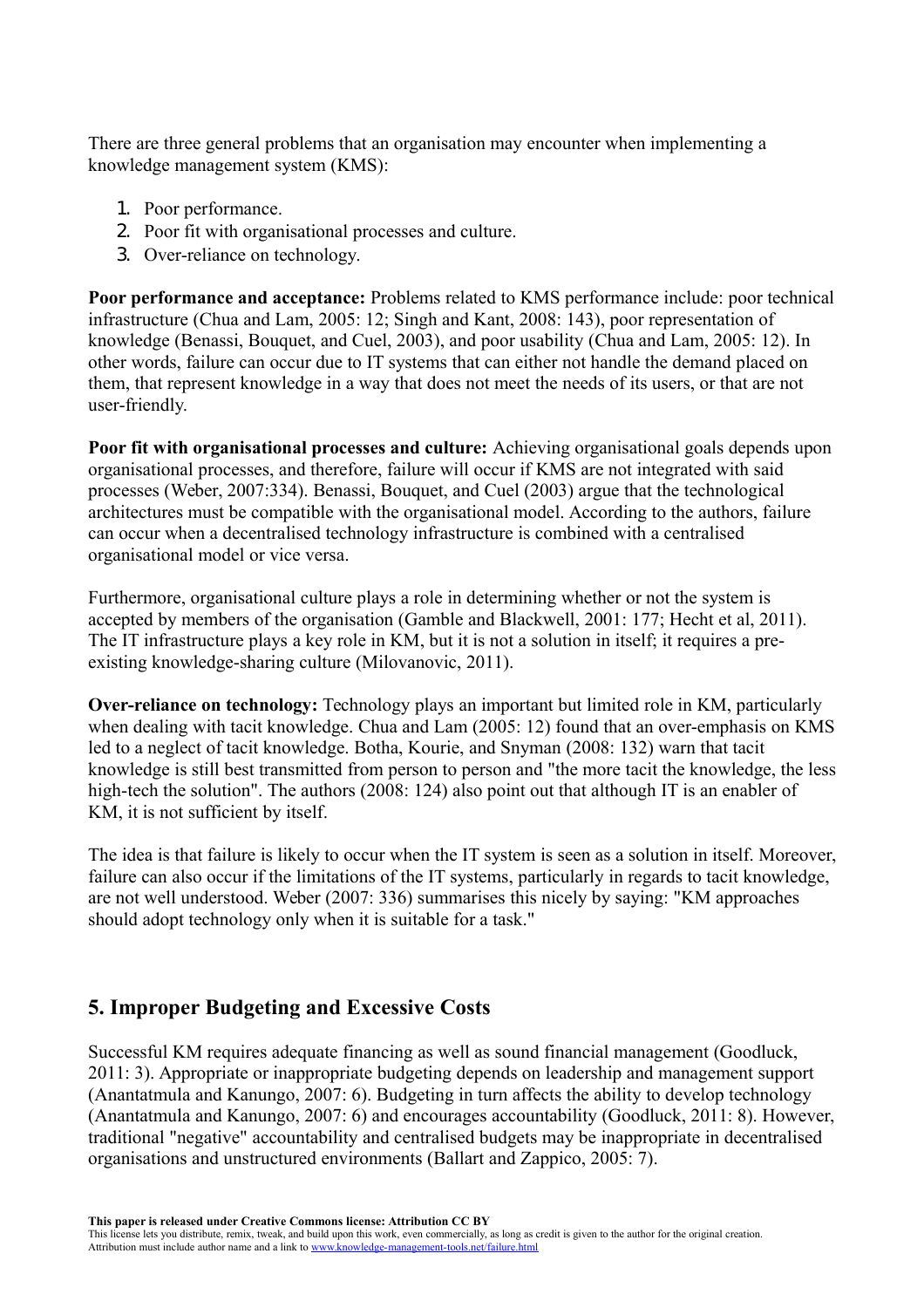There are three general problems that an organisation may encounter when implementing a knowledge management system (KMS):

1. Poor performance.
2. Poor fit with organisational processes and culture.
3. Over-reliance on technology.

**Poor performance and acceptance:** Problems related to KMS performance include: poor technical infrastructure (Chua and Lam, 2005: 12; Singh and Kant, 2008: 143), poor representation of knowledge (Benassi, Bouquet, and Cuel, 2003), and poor usability (Chua and Lam, 2005: 12). In other words, failure can occur due to IT systems that can either not handle the demand placed on them, that represent knowledge in a way that does not meet the needs of its users, or that are not user-friendly.

**Poor fit with organisational processes and culture:** Achieving organisational goals depends upon organisational processes, and therefore, failure will occur if KMS are not integrated with said processes (Weber, 2007:334). Benassi, Bouquet, and Cuel (2003) argue that the technological architectures must be compatible with the organisational model. According to the authors, failure can occur when a decentralised technology infrastructure is combined with a centralised organisational model or vice versa.

Furthermore, organisational culture plays a role in determining whether or not the system is accepted by members of the organisation (Gamble and Blackwell, 2001: 177; Hecht et al, 2011). The IT infrastructure plays a key role in KM, but it is not a solution in itself; it requires a pre-existing knowledge-sharing culture (Milovanovic, 2011).

**Over-reliance on technology:** Technology plays an important but limited role in KM, particularly when dealing with tacit knowledge. Chua and Lam (2005: 12) found that an over-emphasis on KMS led to a neglect of tacit knowledge. Botha, Kourie, and Snyman (2008: 132) warn that tacit knowledge is still best transmitted from person to person and "the more tacit the knowledge, the less high-tech the solution". The authors (2008: 124) also point out that although IT is an enabler of KM, it is not sufficient by itself.

The idea is that failure is likely to occur when the IT system is seen as a solution in itself. Moreover, failure can also occur if the limitations of the IT systems, particularly in regards to tacit knowledge, are not well understood. Weber (2007: 336) summarises this nicely by saying: "KM approaches should adopt technology only when it is suitable for a task."

## 5. Improper Budgeting and Excessive Costs

Successful KM requires adequate financing as well as sound financial management (Goodluck, 2011: 3). Appropriate or inappropriate budgeting depends on leadership and management support (Anantatmula and Kanungo, 2007: 6). Budgeting in turn affects the ability to develop technology (Anantatmula and Kanungo, 2007: 6) and encourages accountability (Goodluck, 2011: 8). However, traditional "negative" accountability and centralised budgets may be inappropriate in decentralised organisations and unstructured environments (Ballart and Zappico, 2005: 7).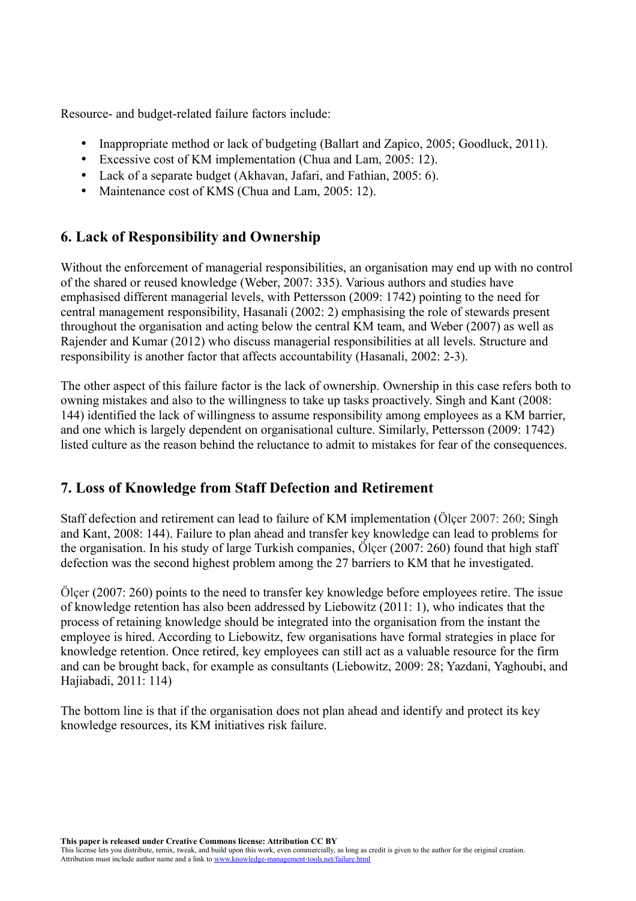Resource- and budget-related failure factors include:

- Inappropriate method or lack of budgeting (Ballart and Zapico, 2005; Goodluck, 2011).
- Excessive cost of KM implementation (Chua and Lam, 2005: 12).
- Lack of a separate budget (Akhavan, Jafari, and Fathian, 2005: 6).
- Maintenance cost of KMS (Chua and Lam, 2005: 12).

## 6. Lack of Responsibility and Ownership

Without the enforcement of managerial responsibilities, an organisation may end up with no control of the shared or reused knowledge (Weber, 2007: 335). Various authors and studies have emphasised different managerial levels, with Pettersson (2009: 1742) pointing to the need for central management responsibility, Hasanali (2002: 2) emphasising the role of stewards present throughout the organisation and acting below the central KM team, and Weber (2007) as well as Rajender and Kumar (2012) who discuss managerial responsibilities at all levels. Structure and responsibility is another factor that affects accountability (Hasanali, 2002: 2-3).

The other aspect of this failure factor is the lack of ownership. Ownership in this case refers both to owning mistakes and also to the willingness to take up tasks proactively. Singh and Kant (2008: 144) identified the lack of willingness to assume responsibility among employees as a KM barrier, and one which is largely dependent on organisational culture. Similarly, Pettersson (2009: 1742) listed culture as the reason behind the reluctance to admit to mistakes for fear of the consequences.

## 7. Loss of Knowledge from Staff Defection and Retirement

Staff defection and retirement can lead to failure of KM implementation (Ölçer 2007: 260; Singh and Kant, 2008: 144). Failure to plan ahead and transfer key knowledge can lead to problems for the organisation. In his study of large Turkish companies, Ölçer (2007: 260) found that high staff defection was the second highest problem among the 27 barriers to KM that he investigated.

Ölçer (2007: 260) points to the need to transfer key knowledge before employees retire. The issue of knowledge retention has also been addressed by Liebowitz (2011: 1), who indicates that the process of retaining knowledge should be integrated into the organisation from the instant the employee is hired. According to Liebowitz, few organisations have formal strategies in place for knowledge retention. Once retired, key employees can still act as a valuable resource for the firm and can be brought back, for example as consultants (Liebowitz, 2009: 28; Yazdani, Yaghoubi, and Hajiabadi, 2011: 114)

The bottom line is that if the organisation does not plan ahead and identify and protect its key knowledge resources, its KM initiatives risk failure.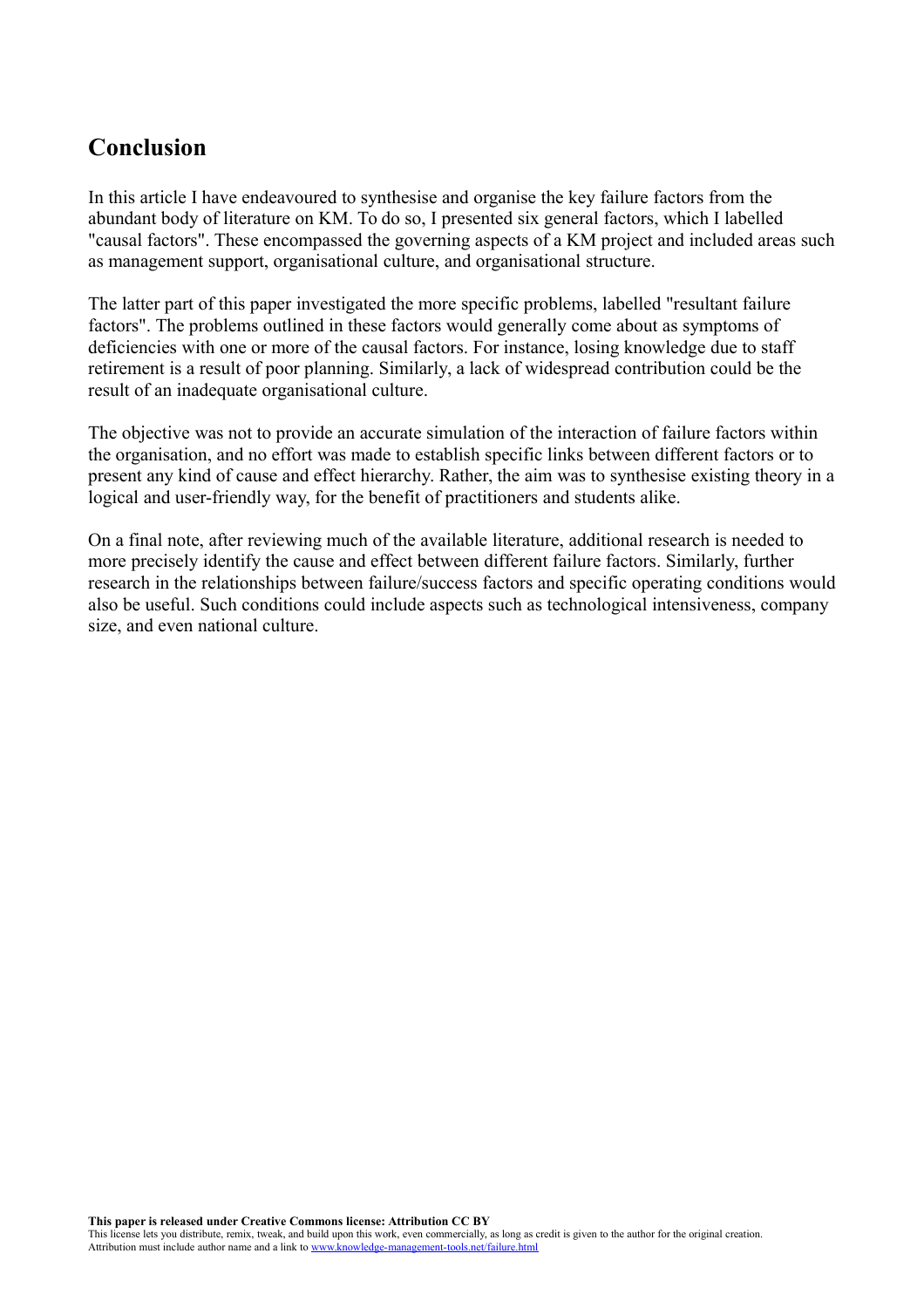## Conclusion

In this article I have endeavoured to synthesise and organise the key failure factors from the abundant body of literature on KM. To do so, I presented six general factors, which I labelled "causal factors". These encompassed the governing aspects of a KM project and included areas such as management support, organisational culture, and organisational structure.

The latter part of this paper investigated the more specific problems, labelled "resultant failure factors". The problems outlined in these factors would generally come about as symptoms of deficiencies with one or more of the causal factors. For instance, losing knowledge due to staff retirement is a result of poor planning. Similarly, a lack of widespread contribution could be the result of an inadequate organisational culture.

The objective was not to provide an accurate simulation of the interaction of failure factors within the organisation, and no effort was made to establish specific links between different factors or to present any kind of cause and effect hierarchy. Rather, the aim was to synthesise existing theory in a logical and user-friendly way, for the benefit of practitioners and students alike.

On a final note, after reviewing much of the available literature, additional research is needed to more precisely identify the cause and effect between different failure factors. Similarly, further research in the relationships between failure/success factors and specific operating conditions would also be useful. Such conditions could include aspects such as technological intensiveness, company size, and even national culture.

**This paper is released under Creative Commons license: Attribution CC BY**
This license lets you distribute, remix, tweak, and build upon this work, even commercially, as long as credit is given to the author for the original creation. Attribution must include author name and a link to www.knowledge-management-tools.net/failure.html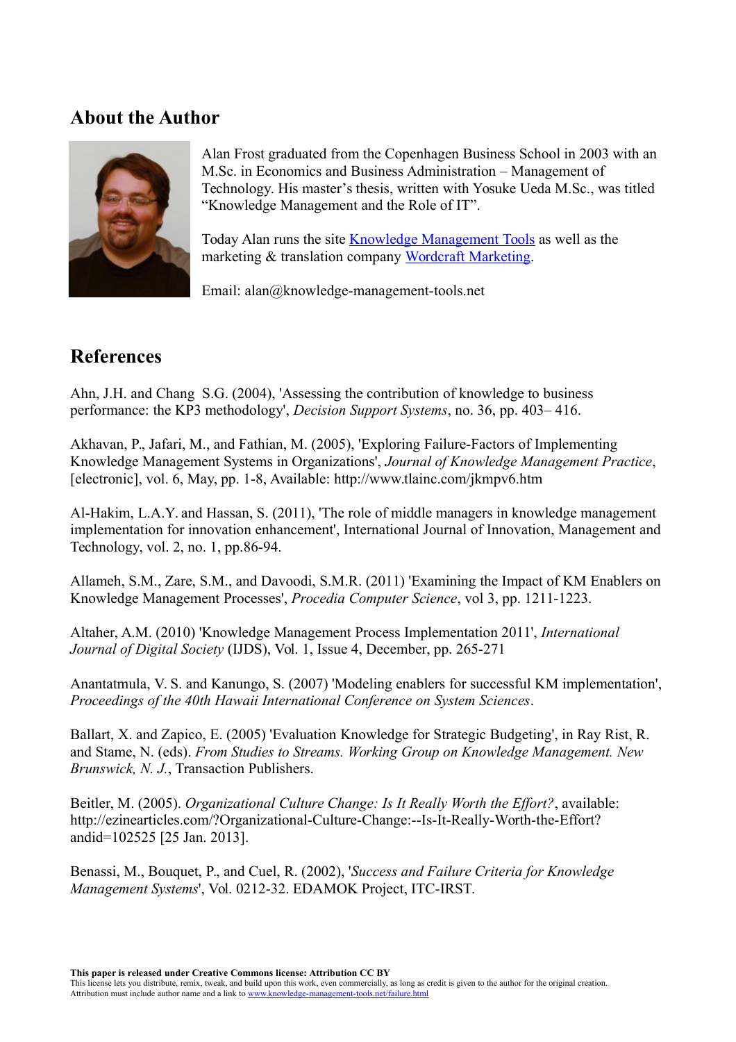## About the Author

Alan Frost graduated from the Copenhagen Business School in 2003 with an M.Sc. in Economics and Business Administration – Management of Technology. His master's thesis, written with Yosuke Ueda M.Sc., was titled "Knowledge Management and the Role of IT".

Today Alan runs the site Knowledge Management Tools as well as the marketing & translation company Wordcraft Marketing.

Email: alan@knowledge-management-tools.net

## References

Ahn, J.H. and Chang S.G. (2004), 'Assessing the contribution of knowledge to business performance: the KP3 methodology', *Decision Support Systems*, no. 36, pp. 403– 416.

Akhavan, P., Jafari, M., and Fathian, M. (2005), 'Exploring Failure-Factors of Implementing Knowledge Management Systems in Organizations', *Journal of Knowledge Management Practice*, [electronic], vol. 6, May, pp. 1-8, Available: http://www.tlainc.com/jkmpv6.htm

Al-Hakim, L.A.Y. and Hassan, S. (2011), 'The role of middle managers in knowledge management implementation for innovation enhancement', International Journal of Innovation, Management and Technology, vol. 2, no. 1, pp.86-94.

Allameh, S.M., Zare, S.M., and Davoodi, S.M.R. (2011) 'Examining the Impact of KM Enablers on Knowledge Management Processes', *Procedia Computer Science*, vol 3, pp. 1211-1223.

Altaher, A.M. (2010) 'Knowledge Management Process Implementation 2011', *International Journal of Digital Society* (IJDS), Vol. 1, Issue 4, December, pp. 265-271

Anantatmula, V. S. and Kanungo, S. (2007) 'Modeling enablers for successful KM implementation', *Proceedings of the 40th Hawaii International Conference on System Sciences*.

Ballart, X. and Zapico, E. (2005) 'Evaluation Knowledge for Strategic Budgeting', in Ray Rist, R. and Stame, N. (eds). *From Studies to Streams. Working Group on Knowledge Management. New Brunswick, N. J.*, Transaction Publishers.

Beitler, M. (2005). *Organizational Culture Change: Is It Really Worth the Effort?*, available: http://ezinearticles.com/?Organizational-Culture-Change:--Is-It-Really-Worth-the-Effort?andid=102525 [25 Jan. 2013].

Benassi, M., Bouquet, P., and Cuel, R. (2002), '*Success and Failure Criteria for Knowledge Management Systems*', Vol. 0212-32. EDAMOK Project, ITC-IRST.

**This paper is released under Creative Commons license: Attribution CC BY**
This license lets you distribute, remix, tweak, and build upon this work, even commercially, as long as credit is given to the author for the original creation. Attribution must include author name and a link to www.knowledge-management-tools.net/failure.html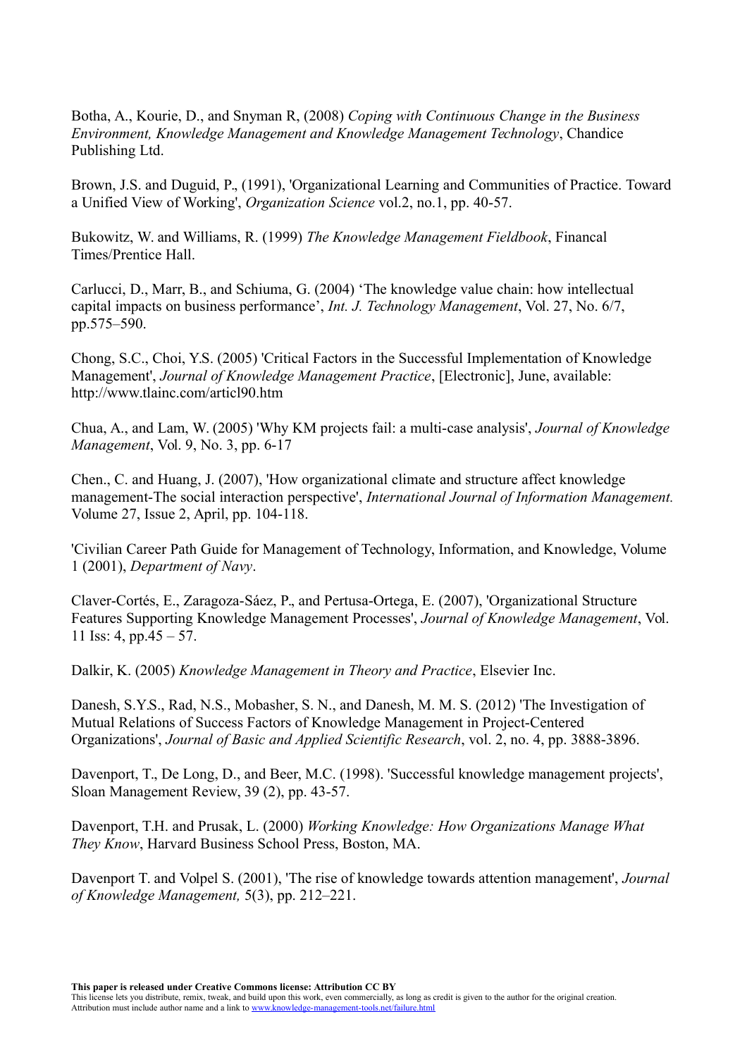Botha, A., Kourie, D., and Snyman R, (2008) *Coping with Continuous Change in the Business Environment, Knowledge Management and Knowledge Management Technology*, Chandice Publishing Ltd.

Brown, J.S. and Duguid, P., (1991), 'Organizational Learning and Communities of Practice. Toward a Unified View of Working', *Organization Science* vol.2, no.1, pp. 40-57.

Bukowitz, W. and Williams, R. (1999) *The Knowledge Management Fieldbook*, Financal Times/Prentice Hall.

Carlucci, D., Marr, B., and Schiuma, G. (2004) 'The knowledge value chain: how intellectual capital impacts on business performance', *Int. J. Technology Management*, Vol. 27, No. 6/7, pp.575–590.

Chong, S.C., Choi, Y.S. (2005) 'Critical Factors in the Successful Implementation of Knowledge Management', *Journal of Knowledge Management Practice*, [Electronic], June, available: http://www.tlainc.com/articl90.htm

Chua, A., and Lam, W. (2005) 'Why KM projects fail: a multi-case analysis', *Journal of Knowledge Management*, Vol. 9, No. 3, pp. 6-17

Chen., C. and Huang, J. (2007), 'How organizational climate and structure affect knowledge management-The social interaction perspective', *International Journal of Information Management.* Volume 27, Issue 2, April, pp. 104-118.

'Civilian Career Path Guide for Management of Technology, Information, and Knowledge, Volume 1 (2001), *Department of Navy*.

Claver-Cortés, E., Zaragoza-Sáez, P., and Pertusa-Ortega, E. (2007), 'Organizational Structure Features Supporting Knowledge Management Processes', *Journal of Knowledge Management*, Vol. 11 Iss: 4, pp.45 – 57.

Dalkir, K. (2005) *Knowledge Management in Theory and Practice*, Elsevier Inc.

Danesh, S.Y.S., Rad, N.S., Mobasher, S. N., and Danesh, M. M. S. (2012) 'The Investigation of Mutual Relations of Success Factors of Knowledge Management in Project-Centered Organizations', *Journal of Basic and Applied Scientific Research*, vol. 2, no. 4, pp. 3888-3896.

Davenport, T., De Long, D., and Beer, M.C. (1998). 'Successful knowledge management projects', Sloan Management Review, 39 (2), pp. 43-57.

Davenport, T.H. and Prusak, L. (2000) *Working Knowledge: How Organizations Manage What They Know*, Harvard Business School Press, Boston, MA.

Davenport T. and Volpel S. (2001), 'The rise of knowledge towards attention management', *Journal of Knowledge Management,* 5(3), pp. 212–221.

**This paper is released under Creative Commons license: Attribution CC BY**
This license lets you distribute, remix, tweak, and build upon this work, even commercially, as long as credit is given to the author for the original creation. Attribution must include author name and a link to www.knowledge-management-tools.net/failure.html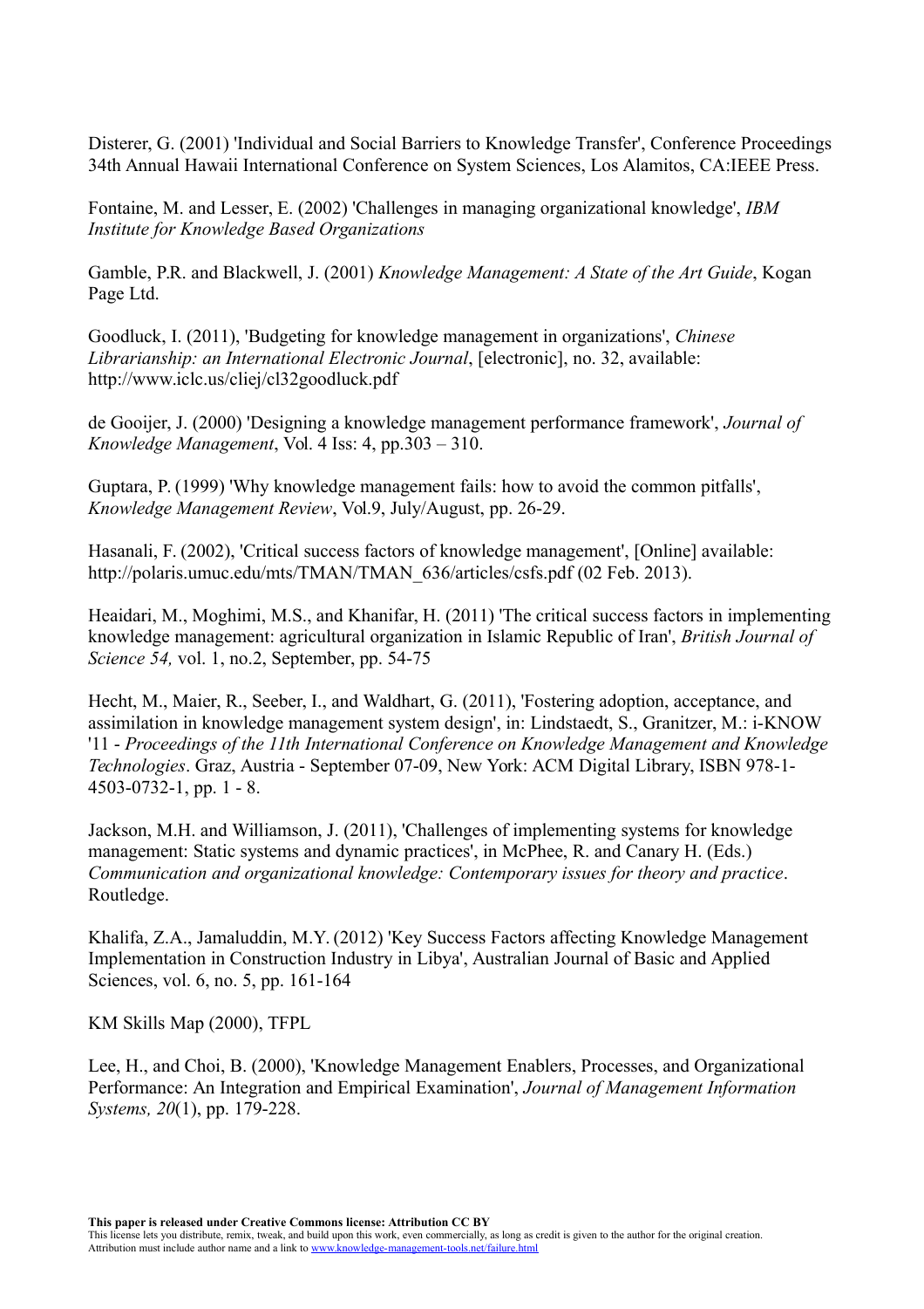Disterer, G. (2001) 'Individual and Social Barriers to Knowledge Transfer', Conference Proceedings 34th Annual Hawaii International Conference on System Sciences, Los Alamitos, CA:IEEE Press.

Fontaine, M. and Lesser, E. (2002) 'Challenges in managing organizational knowledge', *IBM Institute for Knowledge Based Organizations*

Gamble, P.R. and Blackwell, J. (2001) *Knowledge Management: A State of the Art Guide*, Kogan Page Ltd.

Goodluck, I. (2011), 'Budgeting for knowledge management in organizations', *Chinese Librarianship: an International Electronic Journal*, [electronic], no. 32, available: http://www.iclc.us/cliej/cl32goodluck.pdf

de Gooijer, J. (2000) 'Designing a knowledge management performance framework', *Journal of Knowledge Management*, Vol. 4 Iss: 4, pp.303 – 310.

Guptara, P. (1999) 'Why knowledge management fails: how to avoid the common pitfalls', *Knowledge Management Review*, Vol.9, July/August, pp. 26-29.

Hasanali, F. (2002), 'Critical success factors of knowledge management', [Online] available: http://polaris.umuc.edu/mts/TMAN/TMAN_636/articles/csfs.pdf (02 Feb. 2013).

Heaidari, M., Moghimi, M.S., and Khanifar, H. (2011) 'The critical success factors in implementing knowledge management: agricultural organization in Islamic Republic of Iran', *British Journal of Science 54,* vol. 1, no.2, September, pp. 54-75

Hecht, M., Maier, R., Seeber, I., and Waldhart, G. (2011), 'Fostering adoption, acceptance, and assimilation in knowledge management system design', in: Lindstaedt, S., Granitzer, M.: i-KNOW '11 - *Proceedings of the 11th International Conference on Knowledge Management and Knowledge Technologies*. Graz, Austria - September 07-09, New York: ACM Digital Library, ISBN 978-1-4503-0732-1, pp. 1 - 8.

Jackson, M.H. and Williamson, J. (2011), 'Challenges of implementing systems for knowledge management: Static systems and dynamic practices', in McPhee, R. and Canary H. (Eds.) *Communication and organizational knowledge: Contemporary issues for theory and practice*. Routledge.

Khalifa, Z.A., Jamaluddin, M.Y. (2012) 'Key Success Factors affecting Knowledge Management Implementation in Construction Industry in Libya', Australian Journal of Basic and Applied Sciences, vol. 6, no. 5, pp. 161-164

KM Skills Map (2000), TFPL

Lee, H., and Choi, B. (2000), 'Knowledge Management Enablers, Processes, and Organizational Performance: An Integration and Empirical Examination', *Journal of Management Information Systems, 20*(1), pp. 179-228.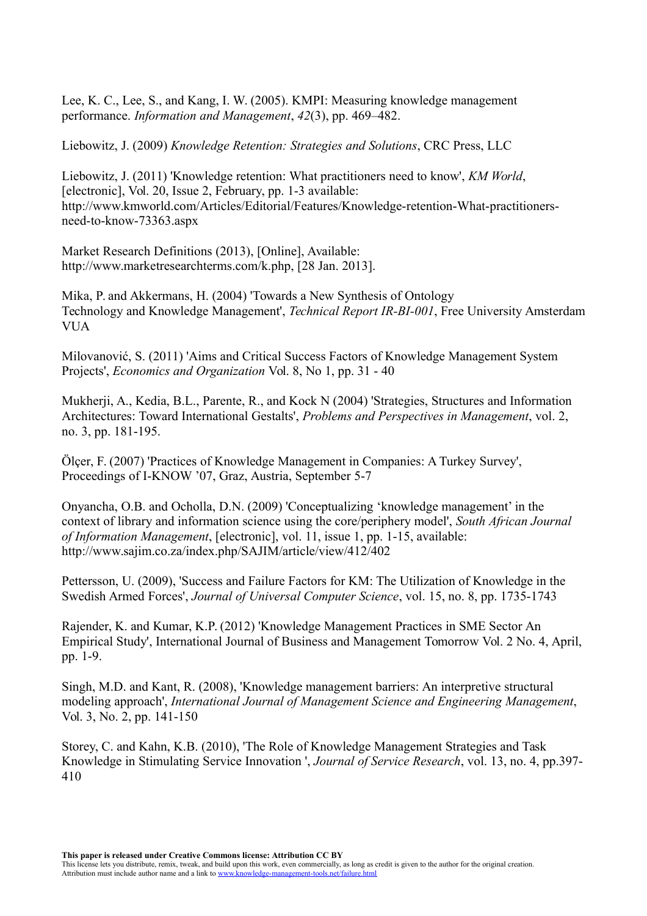Lee, K. C., Lee, S., and Kang, I. W. (2005). KMPI: Measuring knowledge management performance. *Information and Management*, *42*(3), pp. 469–482.

Liebowitz, J. (2009) *Knowledge Retention: Strategies and Solutions*, CRC Press, LLC

Liebowitz, J. (2011) 'Knowledge retention: What practitioners need to know', *KM World*, [electronic], Vol. 20, Issue 2, February, pp. 1-3 available: http://www.kmworld.com/Articles/Editorial/Features/Knowledge-retention-What-practitioners-need-to-know-73363.aspx

Market Research Definitions (2013), [Online], Available: http://www.marketresearchterms.com/k.php, [28 Jan. 2013].

Mika, P. and Akkermans, H. (2004) 'Towards a New Synthesis of Ontology Technology and Knowledge Management', *Technical Report IR-BI-001*, Free University Amsterdam VUA

Milovanović, S. (2011) 'Aims and Critical Success Factors of Knowledge Management System Projects', *Economics and Organization* Vol. 8, No 1, pp. 31 - 40

Mukherji, A., Kedia, B.L., Parente, R., and Kock N (2004) 'Strategies, Structures and Information Architectures: Toward International Gestalts', *Problems and Perspectives in Management*, vol. 2, no. 3, pp. 181-195.

Ölçer, F. (2007) 'Practices of Knowledge Management in Companies: A Turkey Survey', Proceedings of I-KNOW '07, Graz, Austria, September 5-7

Onyancha, O.B. and Ocholla, D.N. (2009) 'Conceptualizing 'knowledge management' in the context of library and information science using the core/periphery model', *South African Journal of Information Management*, [electronic], vol. 11, issue 1, pp. 1-15, available: http://www.sajim.co.za/index.php/SAJIM/article/view/412/402

Pettersson, U. (2009), 'Success and Failure Factors for KM: The Utilization of Knowledge in the Swedish Armed Forces', *Journal of Universal Computer Science*, vol. 15, no. 8, pp. 1735-1743

Rajender, K. and Kumar, K.P. (2012) 'Knowledge Management Practices in SME Sector An Empirical Study', International Journal of Business and Management Tomorrow Vol. 2 No. 4, April, pp. 1-9.

Singh, M.D. and Kant, R. (2008), 'Knowledge management barriers: An interpretive structural modeling approach', *International Journal of Management Science and Engineering Management*, Vol. 3, No. 2, pp. 141-150

Storey, C. and Kahn, K.B. (2010), 'The Role of Knowledge Management Strategies and Task Knowledge in Stimulating Service Innovation ', *Journal of Service Research*, vol. 13, no. 4, pp.397-410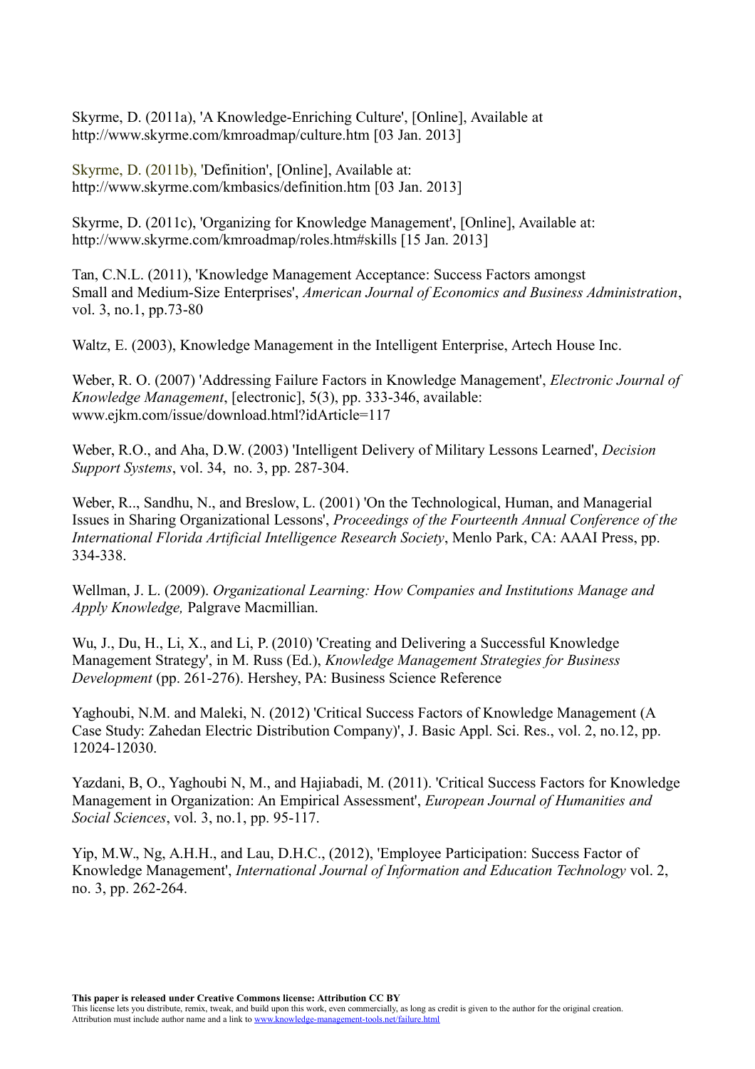Skyrme, D. (2011a), 'A Knowledge-Enriching Culture', [Online], Available at http://www.skyrme.com/kmroadmap/culture.htm [03 Jan. 2013]

Skyrme, D. (2011b), 'Definition', [Online], Available at: http://www.skyrme.com/kmbasics/definition.htm [03 Jan. 2013]

Skyrme, D. (2011c), 'Organizing for Knowledge Management', [Online], Available at: http://www.skyrme.com/kmroadmap/roles.htm#skills [15 Jan. 2013]

Tan, C.N.L. (2011), 'Knowledge Management Acceptance: Success Factors amongst Small and Medium-Size Enterprises', *American Journal of Economics and Business Administration*, vol. 3, no.1, pp.73-80

Waltz, E. (2003), Knowledge Management in the Intelligent Enterprise, Artech House Inc.

Weber, R. O. (2007) 'Addressing Failure Factors in Knowledge Management', *Electronic Journal of Knowledge Management*, [electronic], 5(3), pp. 333-346, available: www.ejkm.com/issue/download.html?idArticle=117

Weber, R.O., and Aha, D.W. (2003) 'Intelligent Delivery of Military Lessons Learned', *Decision Support Systems*, vol. 34, no. 3, pp. 287-304.

Weber, R.., Sandhu, N., and Breslow, L. (2001) 'On the Technological, Human, and Managerial Issues in Sharing Organizational Lessons', *Proceedings of the Fourteenth Annual Conference of the International Florida Artificial Intelligence Research Society*, Menlo Park, CA: AAAI Press, pp. 334-338.

Wellman, J. L. (2009). *Organizational Learning: How Companies and Institutions Manage and Apply Knowledge,* Palgrave Macmillian.

Wu, J., Du, H., Li, X., and Li, P. (2010) 'Creating and Delivering a Successful Knowledge Management Strategy', in M. Russ (Ed.), *Knowledge Management Strategies for Business Development* (pp. 261-276). Hershey, PA: Business Science Reference

Yaghoubi, N.M. and Maleki, N. (2012) 'Critical Success Factors of Knowledge Management (A Case Study: Zahedan Electric Distribution Company)', J. Basic Appl. Sci. Res., vol. 2, no.12, pp. 12024-12030.

Yazdani, B, O., Yaghoubi N, M., and Hajiabadi, M. (2011). 'Critical Success Factors for Knowledge Management in Organization: An Empirical Assessment', *European Journal of Humanities and Social Sciences*, vol. 3, no.1, pp. 95-117.

Yip, M.W., Ng, A.H.H., and Lau, D.H.C., (2012), 'Employee Participation: Success Factor of Knowledge Management', *International Journal of Information and Education Technology* vol. 2, no. 3, pp. 262-264.

**This paper is released under Creative Commons license: Attribution CC BY**
This license lets you distribute, remix, tweak, and build upon this work, even commercially, as long as credit is given to the author for the original creation. Attribution must include author name and a link to www.knowledge-management-tools.net/failure.html